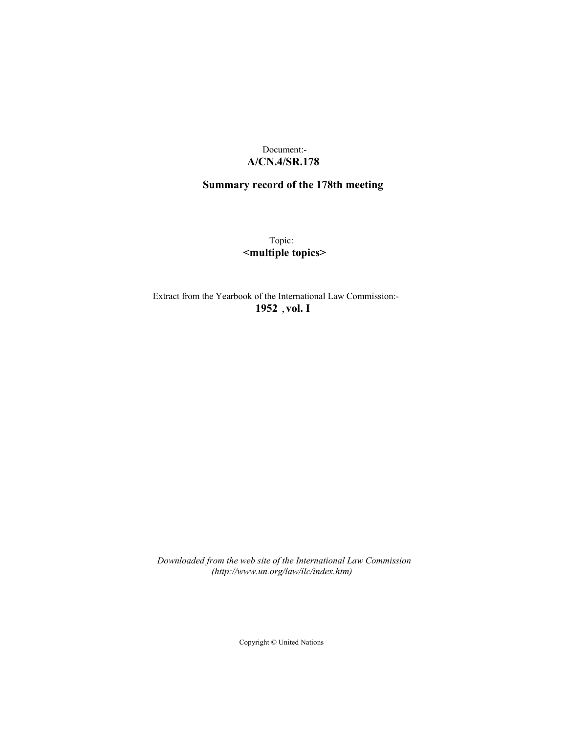Document:-
**A/CN.4/SR.178**

**Summary record of the 178th meeting**

Topic:
**<multiple topics>**

Extract from the Yearbook of the International Law Commission:-
**1952 , vol. I**

*Downloaded from the web site of the International Law Commission (http://www.un.org/law/ilc/index.htm)*

Copyright © United Nations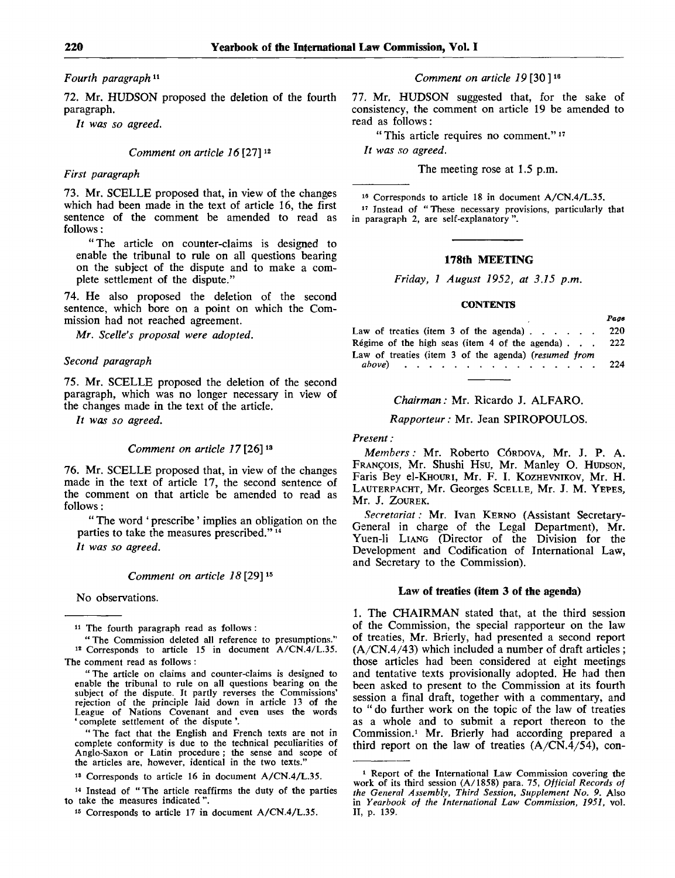*Fourth paragraph* [11]

72. Mr. HUDSON proposed the deletion of the fourth paragraph.

*It was so agreed.*

*Comment on article 16* [27] [12]

*First paragraph*

73. Mr. SCELLE proposed that, in view of the changes which had been made in the text of article 16, the first sentence of the comment be amended to read as follows:

"The article on counter-claims is designed to enable the tribunal to rule on all questions bearing on the subject of the dispute and to make a complete settlement of the dispute."

74. He also proposed the deletion of the second sentence, which bore on a point on which the Commission had not reached agreement.

*Mr. Scelle's proposal were adopted.*

*Second paragraph*

75. Mr. SCELLE proposed the deletion of the second paragraph, which was no longer necessary in view of the changes made in the text of the article.

*It was so agreed.*

*Comment on article 17* [26] [13]

76. Mr. SCELLE proposed that, in view of the changes made in the text of article 17, the second sentence of the comment on that article be amended to read as follows:

"The word 'prescribe' implies an obligation on the parties to take the measures prescribed." [14]

*It was so agreed.*

*Comment on article 18* [29] [15]

No observations.

*Comment on article 19* [30] [16]

77. Mr. HUDSON suggested that, for the sake of consistency, the comment on article 19 be amended to read as follows:

"This article requires no comment." [17]

*It was so agreed.*

The meeting rose at 1.5 p.m.

---

[11] The fourth paragraph read as follows:

"The Commission deleted all reference to presumptions."

[12] Corresponds to article 15 in document A/CN.4/L.35. The comment read as follows:

"The article on claims and counter-claims is designed to enable the tribunal to rule on all questions bearing on the subject of the dispute. It partly reverses the Commissions' rejection of the principle laid down in article 13 of the League of Nations Covenant and even uses the words 'complete settlement of the dispute'.

"The fact that the English and French texts are not in complete conformity is due to the technical peculiarities of Anglo-Saxon or Latin procedure; the sense and scope of the articles are, however, identical in the two texts."

[13] Corresponds to article 16 in document A/CN.4/L.35.

[14] Instead of "The article reaffirms the duty of the parties to take the measures indicated".

[15] Corresponds to article 17 in document A/CN.4/L.35.

[16] Corresponds to article 18 in document A/CN.4/L.35.

[17] Instead of "These necessary provisions, particularly that in paragraph 2, are self-explanatory".

---

## 178th MEETING

*Friday, 1 August 1952, at 3.15 p.m.*

**CONTENTS**

| | *Page* |
|---|---|
| Law of treaties (item 3 of the agenda) | 220 |
| Régime of the high seas (item 4 of the agenda) | 222 |
| Law of treaties (item 3 of the agenda) (*resumed from above*) | 224 |

---

*Chairman:* Mr. Ricardo J. ALFARO.

*Rapporteur:* Mr. Jean SPIROPOULOS.

*Present:*

*Members:* Mr. Roberto CÓRDOVA, Mr. J. P. A. FRANÇOIS, Mr. Shushi HSU, Mr. Manley O. HUDSON, Faris Bey el-KHOURI, Mr. F. I. KOZHEVNIKOV, Mr. H. LAUTERPACHT, Mr. Georges SCELLE, Mr. J. M. YEPES, Mr. J. ZOUREK.

*Secretariat:* Mr. Ivan KERNO (Assistant Secretary-General in charge of the Legal Department), Mr. Yuen-li LIANG (Director of the Division for the Development and Codification of International Law, and Secretary to the Commission).

### Law of treaties (item 3 of the agenda)

1. The CHAIRMAN stated that, at the third session of the Commission, the special rapporteur on the law of treaties, Mr. Brierly, had presented a second report (A/CN.4/43) which included a number of draft articles; those articles had been considered at eight meetings and tentative texts provisionally adopted. He had then been asked to present to the Commission at its fourth session a final draft, together with a commentary, and to "do further work on the topic of the law of treaties as a whole and to submit a report thereon to the Commission.[1] Mr. Brierly had according prepared a third report on the law of treaties (A/CN.4/54), con-

---

[1] Report of the International Law Commission covering the work of its third session (A/1858) para. 75, *Official Records of the General Assembly, Third Session, Supplement No. 9.* Also in *Yearbook of the International Law Commission, 1951*, vol. II, p. 139.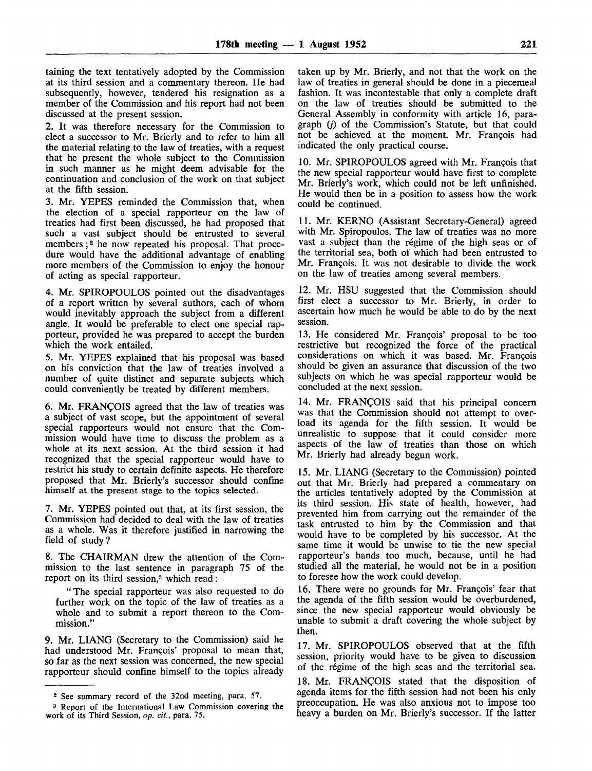taining the text tentatively adopted by the Commission at its third session and a commentary thereon. He had subsequently, however, tendered his resignation as a member of the Commission and his report had not been discussed at the present session.

2. It was therefore necessary for the Commission to elect a successor to Mr. Brierly and to refer to him all the material relating to the law of treaties, with a request that he present the whole subject to the Commission in such manner as he might deem advisable for the continuation and conclusion of the work on that subject at the fifth session.

3. Mr. YEPES reminded the Commission that, when the election of a special rapporteur on the law of treaties had first been discussed, he had proposed that such a vast subject should be entrusted to several members;[2] he now repeated his proposal. That procedure would have the additional advantage of enabling more members of the Commission to enjoy the honour of acting as special rapporteur.

4. Mr. SPIROPOULOS pointed out the disadvantages of a report written by several authors, each of whom would inevitably approach the subject from a different angle. It would be preferable to elect one special rapporteur, provided he was prepared to accept the burden which the work entailed.

5. Mr. YEPES explained that his proposal was based on his conviction that the law of treaties involved a number of quite distinct and separate subjects which could conveniently be treated by different members.

6. Mr. FRANÇOIS agreed that the law of treaties was a subject of vast scope, but the appointment of several special rapporteurs would not ensure that the Commission would have time to discuss the problem as a whole at its next session. At the third session it had recognized that the special rapporteur would have to restrict his study to certain definite aspects. He therefore proposed that Mr. Brierly's successor should confine himself at the present stage to the topics selected.

7. Mr. YEPES pointed out that, at its first session, the Commission had decided to deal with the law of treaties as a whole. Was it therefore justified in narrowing the field of study?

8. The CHAIRMAN drew the attention of the Commission to the last sentence in paragraph 75 of the report on its third session,[3] which read:

> "The special rapporteur was also requested to do further work on the topic of the law of treaties as a whole and to submit a report thereon to the Commission."

9. Mr. LIANG (Secretary to the Commission) said he had understood Mr. François' proposal to mean that, so far as the next session was concerned, the new special rapporteur should confine himself to the topics already taken up by Mr. Brierly, and not that the work on the law of treaties in general should be done in a piecemeal fashion. It was incontestable that only a complete draft on the law of treaties should be submitted to the General Assembly in conformity with article 16, paragraph (*j*) of the Commission's Statute, but that could not be achieved at the moment. Mr. François had indicated the only practical course.

10. Mr. SPIROPOULOS agreed with Mr. François that the new special rapporteur would have first to complete Mr. Brierly's work, which could not be left unfinished. He would then be in a position to assess how the work could be continued.

11. Mr. KERNO (Assistant Secretary-General) agreed with Mr. Spiropoulos. The law of treaties was no more vast a subject than the régime of the high seas or of the territorial sea, both of which had been entrusted to Mr. François. It was not desirable to divide the work on the law of treaties among several members.

12. Mr. HSU suggested that the Commission should first elect a successor to Mr. Brierly, in order to ascertain how much he would be able to do by the next session.

13. He considered Mr. François' proposal to be too restrictive but recognized the force of the practical considerations on which it was based. Mr. François should be given an assurance that discussion of the two subjects on which he was special rapporteur would be concluded at the next session.

14. Mr. FRANÇOIS said that his principal concern was that the Commission should not attempt to overload its agenda for the fifth session. It would be unrealistic to suppose that it could consider more aspects of the law of treaties than those on which Mr. Brierly had already begun work.

15. Mr. LIANG (Secretary to the Commission) pointed out that Mr. Brierly had prepared a commentary on the articles tentatively adopted by the Commission at its third session. His state of health, however, had prevented him from carrying out the remainder of the task entrusted to him by the Commission and that would have to be completed by his successor. At the same time it would be unwise to tie the new special rapporteur's hands too much, because, until he had studied all the material, he would not be in a position to foresee how the work could develop.

16. There were no grounds for Mr. François' fear that the agenda of the fifth session would be overburdened, since the new special rapporteur would obviously be unable to submit a draft covering the whole subject by then.

17. Mr. SPIROPOULOS observed that at the fifth session, priority would have to be given to discussion of the régime of the high seas and the territorial sea.

18. Mr. FRANÇOIS stated that the disposition of agenda items for the fifth session had not been his only preoccupation. He was also anxious not to impose too heavy a burden on Mr. Brierly's successor. If the latter

---

[2] See summary record of the 32nd meeting, para. 57.

[3] Report of the International Law Commission covering the work of its Third Session, *op. cit.*, para. 75.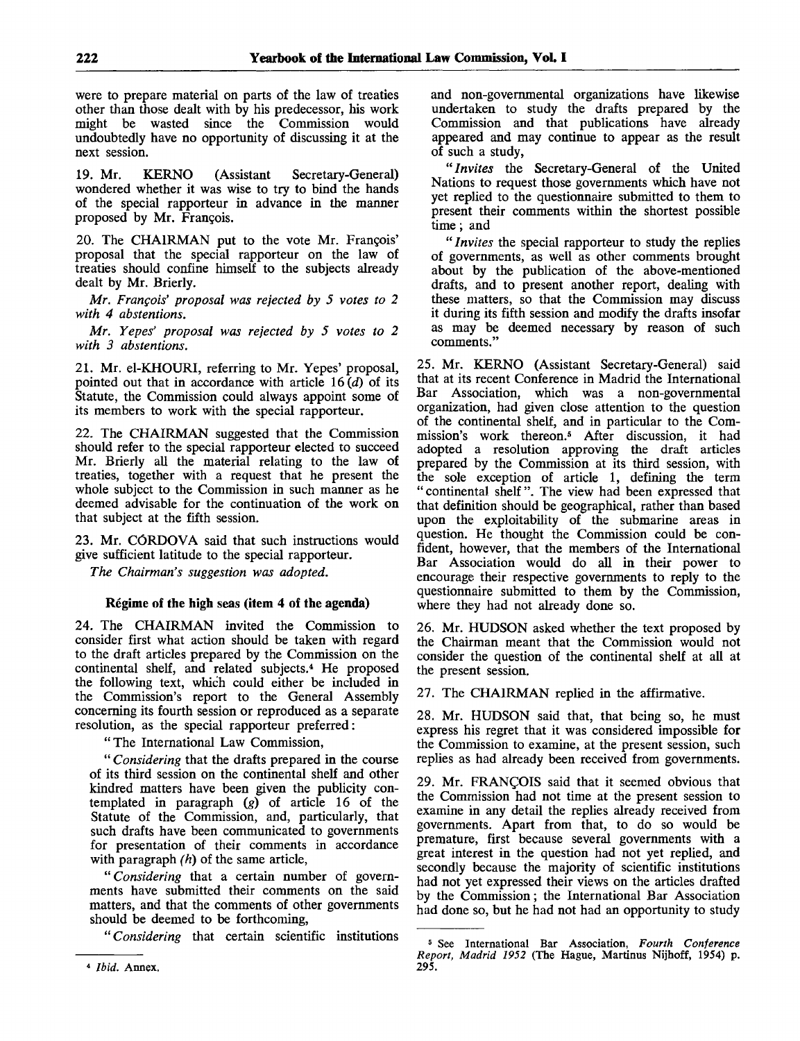were to prepare material on parts of the law of treaties other than those dealt with by his predecessor, his work might be wasted since the Commission would undoubtedly have no opportunity of discussing it at the next session.

19. Mr. KERNO (Assistant Secretary-General) wondered whether it was wise to try to bind the hands of the special rapporteur in advance in the manner proposed by Mr. François.

20. The CHAIRMAN put to the vote Mr. François' proposal that the special rapporteur on the law of treaties should confine himself to the subjects already dealt by Mr. Brierly.

*Mr. François' proposal was rejected by 5 votes to 2 with 4 abstentions.*

*Mr. Yepes' proposal was rejected by 5 votes to 2 with 3 abstentions.*

21. Mr. el-KHOURI, referring to Mr. Yepes' proposal, pointed out that in accordance with article 16 (*d*) of its Statute, the Commission could always appoint some of its members to work with the special rapporteur.

22. The CHAIRMAN suggested that the Commission should refer to the special rapporteur elected to succeed Mr. Brierly all the material relating to the law of treaties, together with a request that he present the whole subject to the Commission in such manner as he deemed advisable for the continuation of the work on that subject at the fifth session.

23. Mr. CÓRDOVA said that such instructions would give sufficient latitude to the special rapporteur.

*The Chairman's suggestion was adopted.*

### Régime of the high seas (item 4 of the agenda)

24. The CHAIRMAN invited the Commission to consider first what action should be taken with regard to the draft articles prepared by the Commission on the continental shelf, and related subjects.[4] He proposed the following text, which could either be included in the Commission's report to the General Assembly concerning its fourth session or reproduced as a separate resolution, as the special rapporteur preferred:

"The International Law Commission,

"*Considering* that the drafts prepared in the course of its third session on the continental shelf and other kindred matters have been given the publicity contemplated in paragraph (*g*) of article 16 of the Statute of the Commission, and, particularly, that such drafts have been communicated to governments for presentation of their comments in accordance with paragraph (*h*) of the same article,

"*Considering* that a certain number of governments have submitted their comments on the said matters, and that the comments of other governments should be deemed to be forthcoming,

"*Considering* that certain scientific institutions and non-governmental organizations have likewise undertaken to study the drafts prepared by the Commission and that publications have already appeared and may continue to appear as the result of such a study,

"*Invites* the Secretary-General of the United Nations to request those governments which have not yet replied to the questionnaire submitted to them to present their comments within the shortest possible time; and

"*Invites* the special rapporteur to study the replies of governments, as well as other comments brought about by the publication of the above-mentioned drafts, and to present another report, dealing with these matters, so that the Commission may discuss it during its fifth session and modify the drafts insofar as may be deemed necessary by reason of such comments."

25. Mr. KERNO (Assistant Secretary-General) said that at its recent Conference in Madrid the International Bar Association, which was a non-governmental organization, had given close attention to the question of the continental shelf, and in particular to the Commission's work thereon.[5] After discussion, it had adopted a resolution approving the draft articles prepared by the Commission at its third session, with the sole exception of article 1, defining the term "continental shelf". The view had been expressed that that definition should be geographical, rather than based upon the exploitability of the submarine areas in question. He thought the Commission could be confident, however, that the members of the International Bar Association would do all in their power to encourage their respective governments to reply to the questionnaire submitted to them by the Commission, where they had not already done so.

26. Mr. HUDSON asked whether the text proposed by the Chairman meant that the Commission would not consider the question of the continental shelf at all at the present session.

27. The CHAIRMAN replied in the affirmative.

28. Mr. HUDSON said that, that being so, he must express his regret that it was considered impossible for the Commission to examine, at the present session, such replies as had already been received from governments.

29. Mr. FRANÇOIS said that it seemed obvious that the Commission had not time at the present session to examine in any detail the replies already received from governments. Apart from that, to do so would be premature, first because several governments with a great interest in the question had not yet replied, and secondly because the majority of scientific institutions had not yet expressed their views on the articles drafted by the Commission; the International Bar Association had done so, but he had not had an opportunity to study

---

[4] *Ibid.* Annex.

[5] See International Bar Association, *Fourth Conference Report, Madrid 1952* (The Hague, Martinus Nijhoff, 1954) p. 295.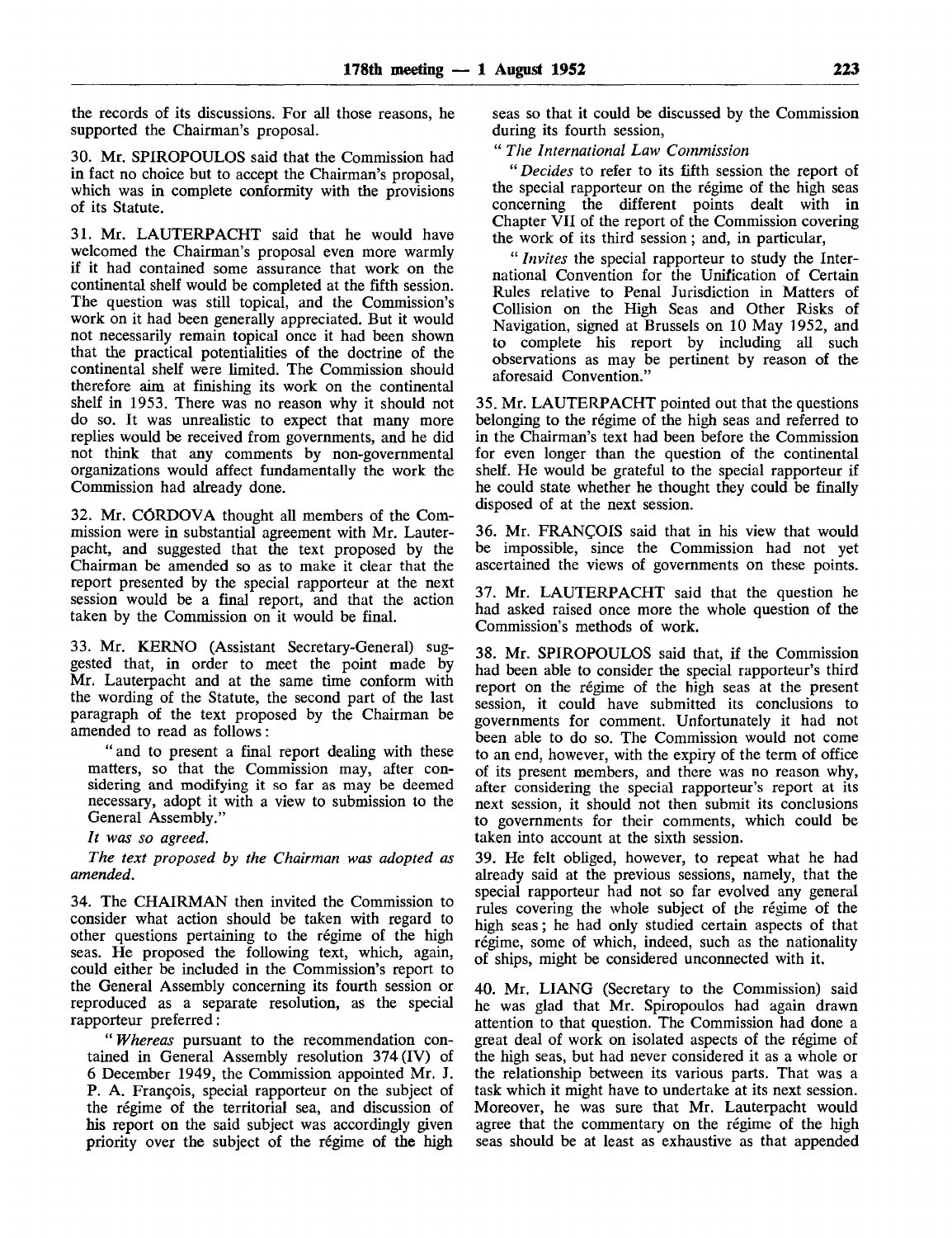the records of its discussions. For all those reasons, he supported the Chairman's proposal.

30. Mr. SPIROPOULOS said that the Commission had in fact no choice but to accept the Chairman's proposal, which was in complete conformity with the provisions of its Statute.

31. Mr. LAUTERPACHT said that he would have welcomed the Chairman's proposal even more warmly if it had contained some assurance that work on the continental shelf would be completed at the fifth session. The question was still topical, and the Commission's work on it had been generally appreciated. But it would not necessarily remain topical once it had been shown that the practical potentialities of the doctrine of the continental shelf were limited. The Commission should therefore aim at finishing its work on the continental shelf in 1953. There was no reason why it should not do so. It was unrealistic to expect that many more replies would be received from governments, and he did not think that any comments by non-governmental organizations would affect fundamentally the work the Commission had already done.

32. Mr. CÓRDOVA thought all members of the Commission were in substantial agreement with Mr. Lauterpacht, and suggested that the text proposed by the Chairman be amended so as to make it clear that the report presented by the special rapporteur at the next session would be a final report, and that the action taken by the Commission on it would be final.

33. Mr. KERNO (Assistant Secretary-General) suggested that, in order to meet the point made by Mr. Lauterpacht and at the same time conform with the wording of the Statute, the second part of the last paragraph of the text proposed by the Chairman be amended to read as follows:

> "and to present a final report dealing with these matters, so that the Commission may, after considering and modifying it so far as may be deemed necessary, adopt it with a view to submission to the General Assembly."

*It was so agreed.*

*The text proposed by the Chairman was adopted as amended.*

34. The CHAIRMAN then invited the Commission to consider what action should be taken with regard to other questions pertaining to the régime of the high seas. He proposed the following text, which, again, could either be included in the Commission's report to the General Assembly concerning its fourth session or reproduced as a separate resolution, as the special rapporteur preferred:

> "*Whereas* pursuant to the recommendation contained in General Assembly resolution 374 (IV) of 6 December 1949, the Commission appointed Mr. J. P. A. François, special rapporteur on the subject of the régime of the territorial sea, and discussion of his report on the said subject was accordingly given priority over the subject of the régime of the high seas so that it could be discussed by the Commission during its fourth session,
>
> "*The International Law Commission*
>
> "*Decides* to refer to its fifth session the report of the special rapporteur on the régime of the high seas concerning the different points dealt with in Chapter VII of the report of the Commission covering the work of its third session; and, in particular,
>
> "*Invites* the special rapporteur to study the International Convention for the Unification of Certain Rules relative to Penal Jurisdiction in Matters of Collision on the High Seas and Other Risks of Navigation, signed at Brussels on 10 May 1952, and to complete his report by including all such observations as may be pertinent by reason of the aforesaid Convention."

35. Mr. LAUTERPACHT pointed out that the questions belonging to the régime of the high seas and referred to in the Chairman's text had been before the Commission for even longer than the question of the continental shelf. He would be grateful to the special rapporteur if he could state whether he thought they could be finally disposed of at the next session.

36. Mr. FRANÇOIS said that in his view that would be impossible, since the Commission had not yet ascertained the views of governments on these points.

37. Mr. LAUTERPACHT said that the question he had asked raised once more the whole question of the Commission's methods of work.

38. Mr. SPIROPOULOS said that, if the Commission had been able to consider the special rapporteur's third report on the régime of the high seas at the present session, it could have submitted its conclusions to governments for comment. Unfortunately it had not been able to do so. The Commission would not come to an end, however, with the expiry of the term of office of its present members, and there was no reason why, after considering the special rapporteur's report at its next session, it should not then submit its conclusions to governments for their comments, which could be taken into account at the sixth session.

39. He felt obliged, however, to repeat what he had already said at the previous sessions, namely, that the special rapporteur had not so far evolved any general rules covering the whole subject of the régime of the high seas; he had only studied certain aspects of that régime, some of which, indeed, such as the nationality of ships, might be considered unconnected with it.

40. Mr. LIANG (Secretary to the Commission) said he was glad that Mr. Spiropoulos had again drawn attention to that question. The Commission had done a great deal of work on isolated aspects of the régime of the high seas, but had never considered it as a whole or the relationship between its various parts. That was a task which it might have to undertake at its next session. Moreover, he was sure that Mr. Lauterpacht would agree that the commentary on the régime of the high seas should be at least as exhaustive as that appended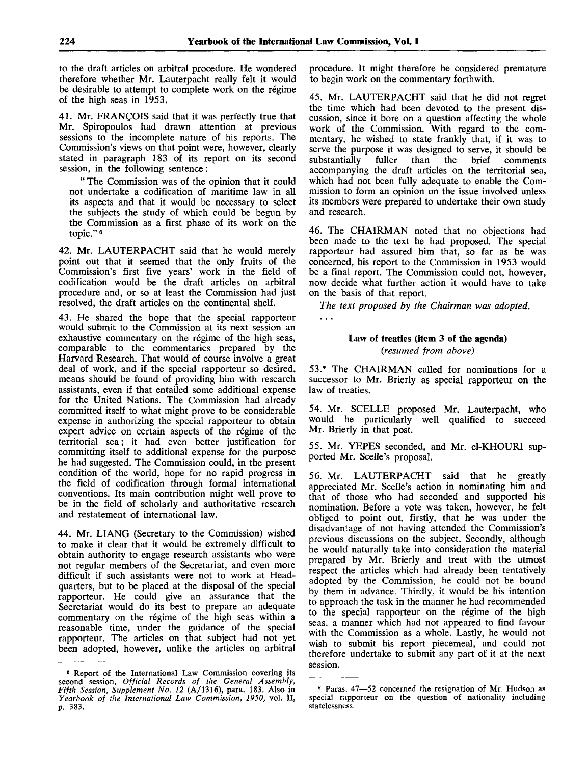to the draft articles on arbitral procedure. He wondered therefore whether Mr. Lauterpacht really felt it would be desirable to attempt to complete work on the régime of the high seas in 1953.

41. Mr. FRANÇOIS said that it was perfectly true that Mr. Spiropoulos had drawn attention at previous sessions to the incomplete nature of his reports. The Commission's views on that point were, however, clearly stated in paragraph 183 of its report on its second session, in the following sentence:

"The Commission was of the opinion that it could not undertake a codification of maritime law in all its aspects and that it would be necessary to select the subjects the study of which could be begun by the Commission as a first phase of its work on the topic." [6]

42. Mr. LAUTERPACHT said that he would merely point out that it seemed that the only fruits of the Commission's first five years' work in the field of codification would be the draft articles on arbitral procedure and, or so at least the Commission had just resolved, the draft articles on the continental shelf.

43. He shared the hope that the special rapporteur would submit to the Commission at its next session an exhaustive commentary on the régime of the high seas, comparable to the commentaries prepared by the Harvard Research. That would of course involve a great deal of work, and if the special rapporteur so desired, means should be found of providing him with research assistants, even if that entailed some additional expense for the United Nations. The Commission had already committed itself to what might prove to be considerable expense in authorizing the special rapporteur to obtain expert advice on certain aspects of the régime of the territorial sea; it had even better justification for committing itself to additional expense for the purpose he had suggested. The Commission could, in the present condition of the world, hope for no rapid progress in the field of codification through formal international conventions. Its main contribution might well prove to be in the field of scholarly and authoritative research and restatement of international law.

44. Mr. LIANG (Secretary to the Commission) wished to make it clear that it would be extremely difficult to obtain authority to engage research assistants who were not regular members of the Secretariat, and even more difficult if such assistants were not to work at Headquarters, but to be placed at the disposal of the special rapporteur. He could give an assurance that the Secretariat would do its best to prepare an adequate commentary on the régime of the high seas within a reasonable time, under the guidance of the special rapporteur. The articles on that subject had not yet been adopted, however, unlike the articles on arbitral procedure. It might therefore be considered premature to begin work on the commentary forthwith.

45. Mr. LAUTERPACHT said that he did not regret the time which had been devoted to the present discussion, since it bore on a question affecting the whole work of the Commission. With regard to the commentary, he wished to state frankly that, if it was to serve the purpose it was designed to serve, it should be substantially fuller than the brief comments accompanying the draft articles on the territorial sea, which had not been fully adequate to enable the Commission to form an opinion on the issue involved unless its members were prepared to undertake their own study and research.

46. The CHAIRMAN noted that no objections had been made to the text he had proposed. The special rapporteur had assured him that, so far as he was concerned, his report to the Commission in 1953 would be a final report. The Commission could not, however, now decide what further action it would have to take on the basis of that report.

*The text proposed by the Chairman was adopted.*

. . .

### Law of treaties (item 3 of the agenda)

*(resumed from above)*

53.* The CHAIRMAN called for nominations for a successor to Mr. Brierly as special rapporteur on the law of treaties.

54. Mr. SCELLE proposed Mr. Lauterpacht, who would be particularly well qualified to succeed Mr. Brierly in that post.

55. Mr. YEPES seconded, and Mr. el-KHOURI supported Mr. Scelle's proposal.

56. Mr. LAUTERPACHT said that he greatly appreciated Mr. Scelle's action in nominating him and that of those who had seconded and supported his nomination. Before a vote was taken, however, he felt obliged to point out, firstly, that he was under the disadvantage of not having attended the Commission's previous discussions on the subject. Secondly, although he would naturally take into consideration the material prepared by Mr. Brierly and treat with the utmost respect the articles which had already been tentatively adopted by the Commission, he could not be bound by them in advance. Thirdly, it would be his intention to approach the task in the manner he had recommended to the special rapporteur on the régime of the high seas, a manner which had not appeared to find favour with the Commission as a whole. Lastly, he would not wish to submit his report piecemeal, and could not therefore undertake to submit any part of it at the next session.

---

[6] Report of the International Law Commission covering its second session, *Official Records of the General Assembly, Fifth Session, Supplement No. 12* (A/1316), para. 183. Also in *Yearbook of the International Law Commission, 1950,* vol. II, p. 383.

* Paras. 47—52 concerned the resignation of Mr. Hudson as special rapporteur on the question of nationality including statelessness.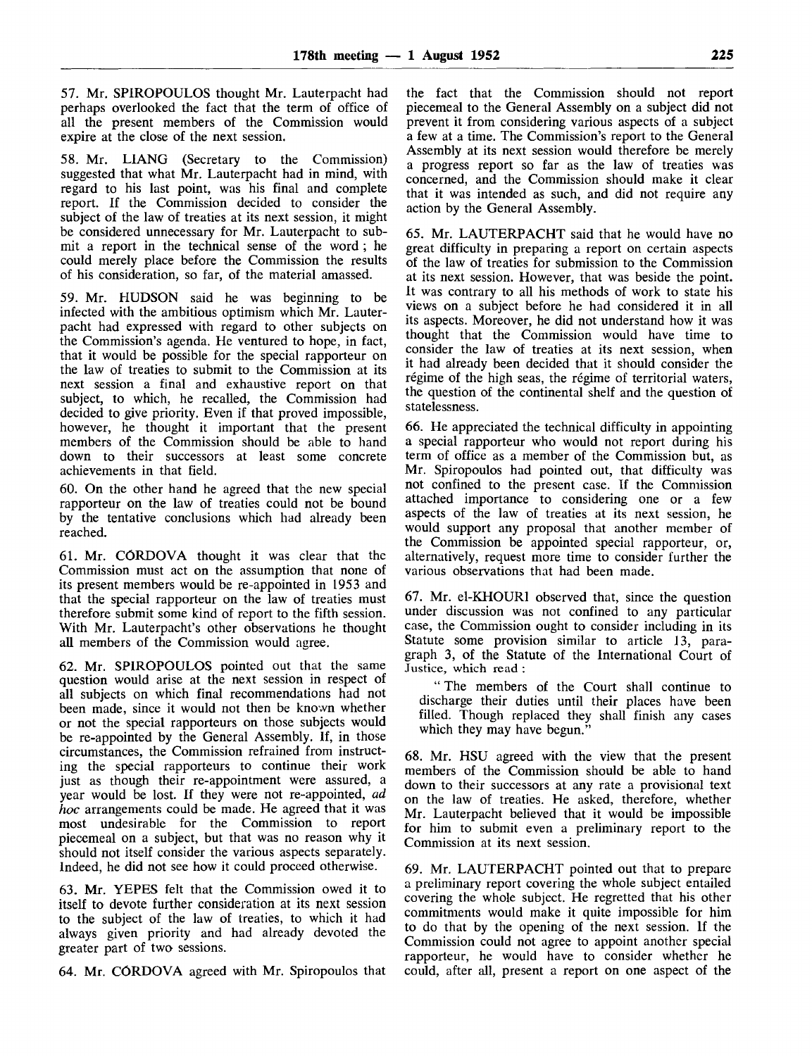57. Mr. SPIROPOULOS thought Mr. Lauterpacht had perhaps overlooked the fact that the term of office of all the present members of the Commission would expire at the close of the next session.

58. Mr. LIANG (Secretary to the Commission) suggested that what Mr. Lauterpacht had in mind, with regard to his last point, was his final and complete report. If the Commission decided to consider the subject of the law of treaties at its next session, it might be considered unnecessary for Mr. Lauterpacht to submit a report in the technical sense of the word; he could merely place before the Commission the results of his consideration, so far, of the material amassed.

59. Mr. HUDSON said he was beginning to be infected with the ambitious optimism which Mr. Lauterpacht had expressed with regard to other subjects on the Commission's agenda. He ventured to hope, in fact, that it would be possible for the special rapporteur on the law of treaties to submit to the Commission at its next session a final and exhaustive report on that subject, to which, he recalled, the Commission had decided to give priority. Even if that proved impossible, however, he thought it important that the present members of the Commission should be able to hand down to their successors at least some concrete achievements in that field.

60. On the other hand he agreed that the new special rapporteur on the law of treaties could not be bound by the tentative conclusions which had already been reached.

61. Mr. CÓRDOVA thought it was clear that the Commission must act on the assumption that none of its present members would be re-appointed in 1953 and that the special rapporteur on the law of treaties must therefore submit some kind of report to the fifth session. With Mr. Lauterpacht's other observations he thought all members of the Commission would agree.

62. Mr. SPIROPOULOS pointed out that the same question would arise at the next session in respect of all subjects on which final recommendations had not been made, since it would not then be known whether or not the special rapporteurs on those subjects would be re-appointed by the General Assembly. If, in those circumstances, the Commission refrained from instructing the special rapporteurs to continue their work just as though their re-appointment were assured, a year would be lost. If they were not re-appointed, *ad hoc* arrangements could be made. He agreed that it was most undesirable for the Commission to report piecemeal on a subject, but that was no reason why it should not itself consider the various aspects separately. Indeed, he did not see how it could proceed otherwise.

63. Mr. YEPES felt that the Commission owed it to itself to devote further consideration at its next session to the subject of the law of treaties, to which it had always given priority and had already devoted the greater part of two sessions.

64. Mr. CÓRDOVA agreed with Mr. Spiropoulos that the fact that the Commission should not report piecemeal to the General Assembly on a subject did not prevent it from considering various aspects of a subject a few at a time. The Commission's report to the General Assembly at its next session would therefore be merely a progress report so far as the law of treaties was concerned, and the Commission should make it clear that it was intended as such, and did not require any action by the General Assembly.

65. Mr. LAUTERPACHT said that he would have no great difficulty in preparing a report on certain aspects of the law of treaties for submission to the Commission at its next session. However, that was beside the point. It was contrary to all his methods of work to state his views on a subject before he had considered it in all its aspects. Moreover, he did not understand how it was thought that the Commission would have time to consider the law of treaties at its next session, when it had already been decided that it should consider the régime of the high seas, the régime of territorial waters, the question of the continental shelf and the question of statelessness.

66. He appreciated the technical difficulty in appointing a special rapporteur who would not report during his term of office as a member of the Commission but, as Mr. Spiropoulos had pointed out, that difficulty was not confined to the present case. If the Commission attached importance to considering one or a few aspects of the law of treaties at its next session, he would support any proposal that another member of the Commission be appointed special rapporteur, or, alternatively, request more time to consider further the various observations that had been made.

67. Mr. el-KHOURI observed that, since the question under discussion was not confined to any particular case, the Commission ought to consider including in its Statute some provision similar to article 13, paragraph 3, of the Statute of the International Court of Justice, which read:

> "The members of the Court shall continue to discharge their duties until their places have been filled. Though replaced they shall finish any cases which they may have begun."

68. Mr. HSU agreed with the view that the present members of the Commission should be able to hand down to their successors at any rate a provisional text on the law of treaties. He asked, therefore, whether Mr. Lauterpacht believed that it would be impossible for him to submit even a preliminary report to the Commission at its next session.

69. Mr. LAUTERPACHT pointed out that to prepare a preliminary report covering the whole subject entailed covering the whole subject. He regretted that his other commitments would make it quite impossible for him to do that by the opening of the next session. If the Commission could not agree to appoint another special rapporteur, he would have to consider whether he could, after all, present a report on one aspect of the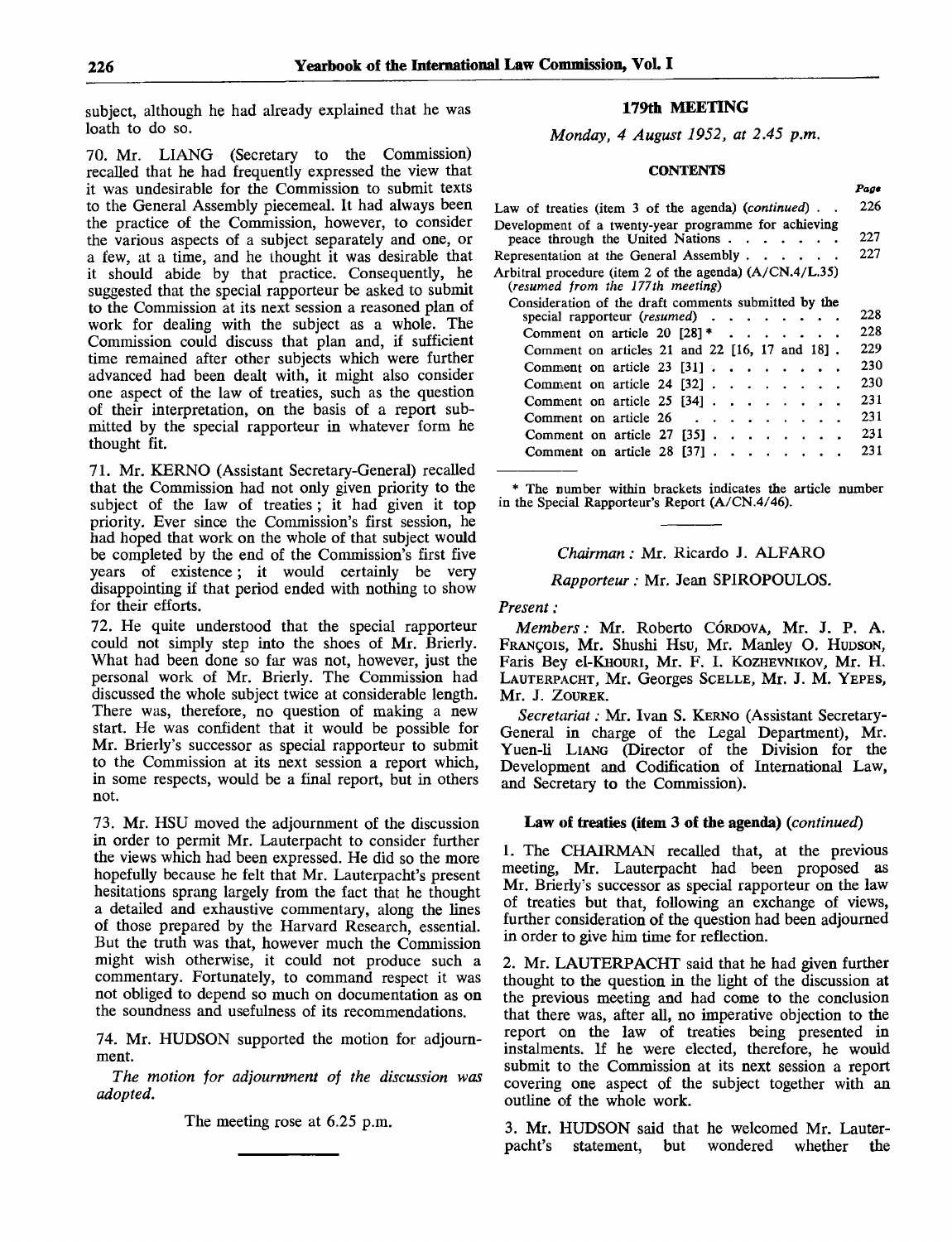subject, although he had already explained that he was loath to do so.

70. Mr. LIANG (Secretary to the Commission) recalled that he had frequently expressed the view that it was undesirable for the Commission to submit texts to the General Assembly piecemeal. It had always been the practice of the Commission, however, to consider the various aspects of a subject separately and one, or a few, at a time, and he thought it was desirable that it should abide by that practice. Consequently, he suggested that the special rapporteur be asked to submit to the Commission at its next session a reasoned plan of work for dealing with the subject as a whole. The Commission could discuss that plan and, if sufficient time remained after other subjects which were further advanced had been dealt with, it might also consider one aspect of the law of treaties, such as the question of their interpretation, on the basis of a report submitted by the special rapporteur in whatever form he thought fit.

71. Mr. KERNO (Assistant Secretary-General) recalled that the Commission had not only given priority to the subject of the law of treaties; it had given it top priority. Ever since the Commission's first session, he had hoped that work on the whole of that subject would be completed by the end of the Commission's first five years of existence; it would certainly be very disappointing if that period ended with nothing to show for their efforts.

72. He quite understood that the special rapporteur could not simply step into the shoes of Mr. Brierly. What had been done so far was not, however, just the personal work of Mr. Brierly. The Commission had discussed the whole subject twice at considerable length. There was, therefore, no question of making a new start. He was confident that it would be possible for Mr. Brierly's successor as special rapporteur to submit to the Commission at its next session a report which, in some respects, would be a final report, but in others not.

73. Mr. HSU moved the adjournment of the discussion in order to permit Mr. Lauterpacht to consider further the views which had been expressed. He did so the more hopefully because he felt that Mr. Lauterpacht's present hesitations sprang largely from the fact that he thought a detailed and exhaustive commentary, along the lines of those prepared by the Harvard Research, essential. But the truth was that, however much the Commission might wish otherwise, it could not produce such a commentary. Fortunately, to command respect it was not obliged to depend so much on documentation as on the soundness and usefulness of its recommendations.

74. Mr. HUDSON supported the motion for adjournment.

*The motion for adjournment of the discussion was adopted.*

The meeting rose at 6.25 p.m.

## 179th MEETING

*Monday, 4 August 1952, at 2.45 p.m.*

### CONTENTS

| | Page |
|---|---|
| Law of treaties (item 3 of the agenda) *(continued)* | 226 |
| Development of a twenty-year programme for achieving peace through the United Nations | 227 |
| Representation at the General Assembly | 227 |
| Arbitral procedure (item 2 of the agenda) (A/CN.4/L.35) *(resumed from the 177th meeting)* | |
| Consideration of the draft comments submitted by the special rapporteur *(resumed)* | 228 |
| Comment on article 20 [28] * | 228 |
| Comment on articles 21 and 22 [16, 17 and 18] | 229 |
| Comment on article 23 [31] | 230 |
| Comment on article 24 [32] | 230 |
| Comment on article 25 [34] | 231 |
| Comment on article 26 | 231 |
| Comment on article 27 [35] | 231 |
| Comment on article 28 [37] | 231 |

\* The number within brackets indicates the article number in the Special Rapporteur's Report (A/CN.4/46).

*Chairman:* Mr. Ricardo J. ALFARO

*Rapporteur:* Mr. Jean SPIROPOULOS.

*Present:*

*Members:* Mr. Roberto CÓRDOVA, Mr. J. P. A. FRANÇOIS, Mr. Shushi HSU, Mr. Manley O. HUDSON, Faris Bey el-KHOURI, Mr. F. I. KOZHEVNIKOV, Mr. H. LAUTERPACHT, Mr. Georges SCELLE, Mr. J. M. YEPES, Mr. J. ZOUREK.

*Secretariat:* Mr. Ivan S. KERNO (Assistant Secretary-General in charge of the Legal Department), Mr. Yuen-li LIANG (Director of the Division for the Development and Codification of International Law, and Secretary to the Commission).

### Law of treaties (item 3 of the agenda) *(continued)*

1. The CHAIRMAN recalled that, at the previous meeting, Mr. Lauterpacht had been proposed as Mr. Brierly's successor as special rapporteur on the law of treaties but that, following an exchange of views, further consideration of the question had been adjourned in order to give him time for reflection.

2. Mr. LAUTERPACHT said that he had given further thought to the question in the light of the discussion at the previous meeting and had come to the conclusion that there was, after all, no imperative objection to the report on the law of treaties being presented in instalments. If he were elected, therefore, he would submit to the Commission at its next session a report covering one aspect of the subject together with an outline of the whole work.

3. Mr. HUDSON said that he welcomed Mr. Lauterpacht's statement, but wondered whether the